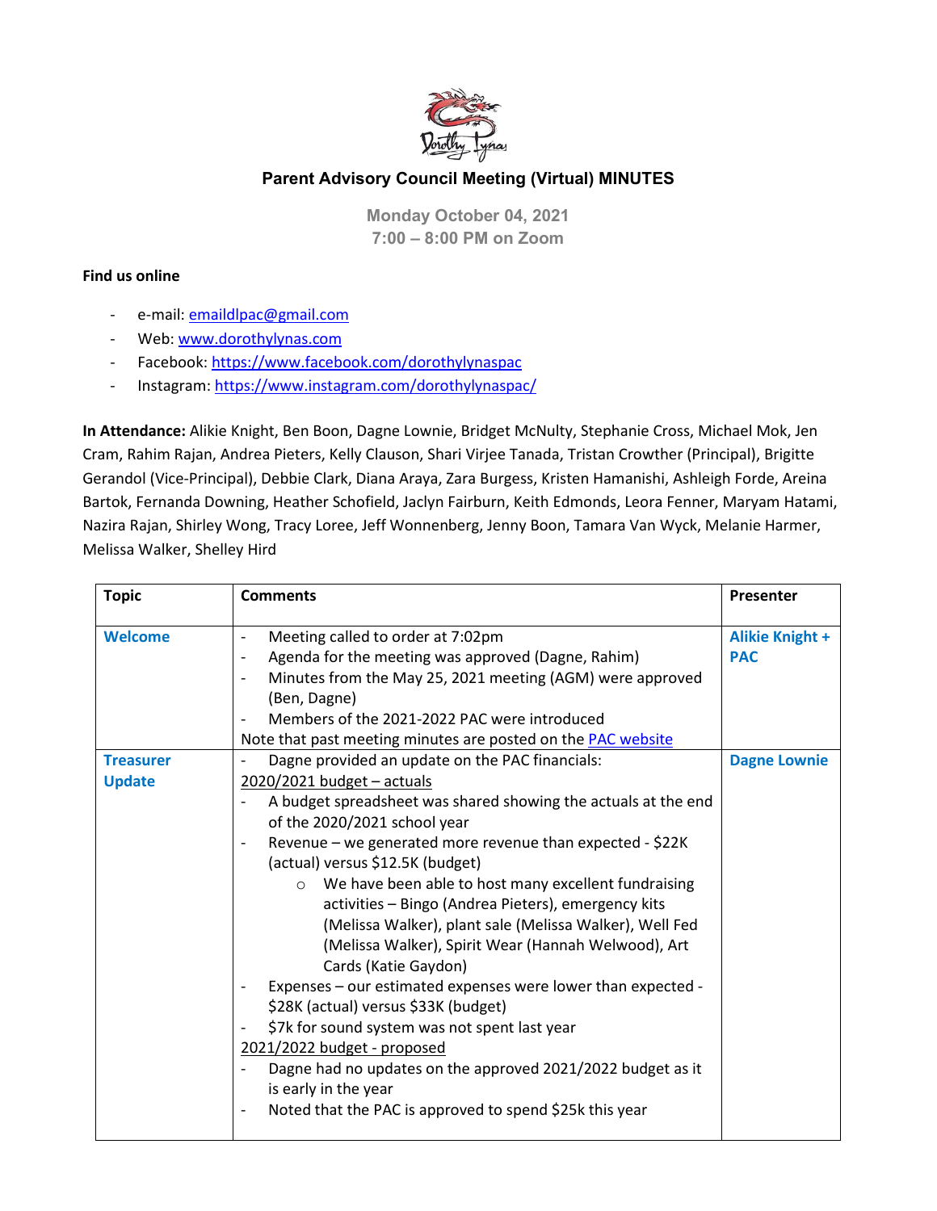# Parent Advisory Council Meeting (Virtual) MINUTES

**Monday October 04, 2021**
**7:00 – 8:00 PM on Zoom**

**Find us online**

- e-mail: emaildlpac@gmail.com
- Web: www.dorothylynas.com
- Facebook: https://www.facebook.com/dorothylynaspac
- Instagram: https://www.instagram.com/dorothylynaspac/

**In Attendance:** Alikie Knight, Ben Boon, Dagne Lownie, Bridget McNulty, Stephanie Cross, Michael Mok, Jen Cram, Rahim Rajan, Andrea Pieters, Kelly Clauson, Shari Virjee Tanada, Tristan Crowther (Principal), Brigitte Gerandol (Vice-Principal), Debbie Clark, Diana Araya, Zara Burgess, Kristen Hamanishi, Ashleigh Forde, Areina Bartok, Fernanda Downing, Heather Schofield, Jaclyn Fairburn, Keith Edmonds, Leora Fenner, Maryam Hatami, Nazira Rajan, Shirley Wong, Tracy Loree, Jeff Wonnenberg, Jenny Boon, Tamara Van Wyck, Melanie Harmer, Melissa Walker, Shelley Hird

| Topic | Comments | Presenter |
|---|---|---|
| **Welcome** | - Meeting called to order at 7:02pm<br>- Agenda for the meeting was approved (Dagne, Rahim)<br>- Minutes from the May 25, 2021 meeting (AGM) were approved (Ben, Dagne)<br>- Members of the 2021-2022 PAC were introduced<br>Note that past meeting minutes are posted on the PAC website | **Alikie Knight + PAC** |
| **Treasurer Update** | - Dagne provided an update on the PAC financials:<br>2020/2021 budget – actuals<br>- A budget spreadsheet was shared showing the actuals at the end of the 2020/2021 school year<br>- Revenue – we generated more revenue than expected - $22K (actual) versus $12.5K (budget)<br>&nbsp;&nbsp;&nbsp;&nbsp;○ We have been able to host many excellent fundraising activities – Bingo (Andrea Pieters), emergency kits (Melissa Walker), plant sale (Melissa Walker), Well Fed (Melissa Walker), Spirit Wear (Hannah Welwood), Art Cards (Katie Gaydon)<br>- Expenses – our estimated expenses were lower than expected - $28K (actual) versus $33K (budget)<br>- $7k for sound system was not spent last year<br>2021/2022 budget - proposed<br>- Dagne had no updates on the approved 2021/2022 budget as it is early in the year<br>- Noted that the PAC is approved to spend $25k this year | **Dagne Lownie** |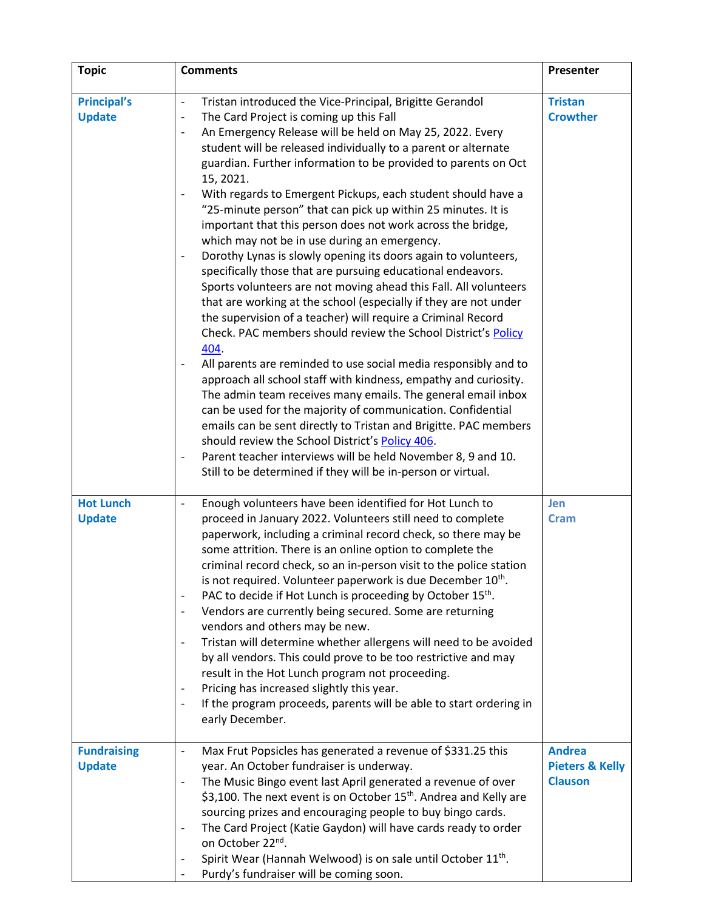| Topic | Comments | Presenter |
|---|---|---|
| **Principal's Update** | - Tristan introduced the Vice-Principal, Brigitte Gerandol<br>- The Card Project is coming up this Fall<br>- An Emergency Release will be held on May 25, 2022. Every student will be released individually to a parent or alternate guardian. Further information to be provided to parents on Oct 15, 2021.<br>- With regards to Emergent Pickups, each student should have a "25-minute person" that can pick up within 25 minutes. It is important that this person does not work across the bridge, which may not be in use during an emergency.<br>- Dorothy Lynas is slowly opening its doors again to volunteers, specifically those that are pursuing educational endeavors. Sports volunteers are not moving ahead this Fall. All volunteers that are working at the school (especially if they are not under the supervision of a teacher) will require a Criminal Record Check. PAC members should review the School District's Policy 404.<br>- All parents are reminded to use social media responsibly and to approach all school staff with kindness, empathy and curiosity. The admin team receives many emails. The general email inbox can be used for the majority of communication. Confidential emails can be sent directly to Tristan and Brigitte. PAC members should review the School District's Policy 406.<br>- Parent teacher interviews will be held November 8, 9 and 10. Still to be determined if they will be in-person or virtual. | **Tristan Crowther** |
| **Hot Lunch Update** | - Enough volunteers have been identified for Hot Lunch to proceed in January 2022. Volunteers still need to complete paperwork, including a criminal record check, so there may be some attrition. There is an online option to complete the criminal record check, so an in-person visit to the police station is not required. Volunteer paperwork is due December 10th.<br>- PAC to decide if Hot Lunch is proceeding by October 15th.<br>- Vendors are currently being secured. Some are returning vendors and others may be new.<br>- Tristan will determine whether allergens will need to be avoided by all vendors. This could prove to be too restrictive and may result in the Hot Lunch program not proceeding.<br>- Pricing has increased slightly this year.<br>- If the program proceeds, parents will be able to start ordering in early December. | **Jen Cram** |
| **Fundraising Update** | - Max Frut Popsicles has generated a revenue of $331.25 this year. An October fundraiser is underway.<br>- The Music Bingo event last April generated a revenue of over $3,100. The next event is on October 15th. Andrea and Kelly are sourcing prizes and encouraging people to buy bingo cards.<br>- The Card Project (Katie Gaydon) will have cards ready to order on October 22nd.<br>- Spirit Wear (Hannah Welwood) is on sale until October 11th.<br>- Purdy's fundraiser will be coming soon. | **Andrea Pieters & Kelly Clauson** |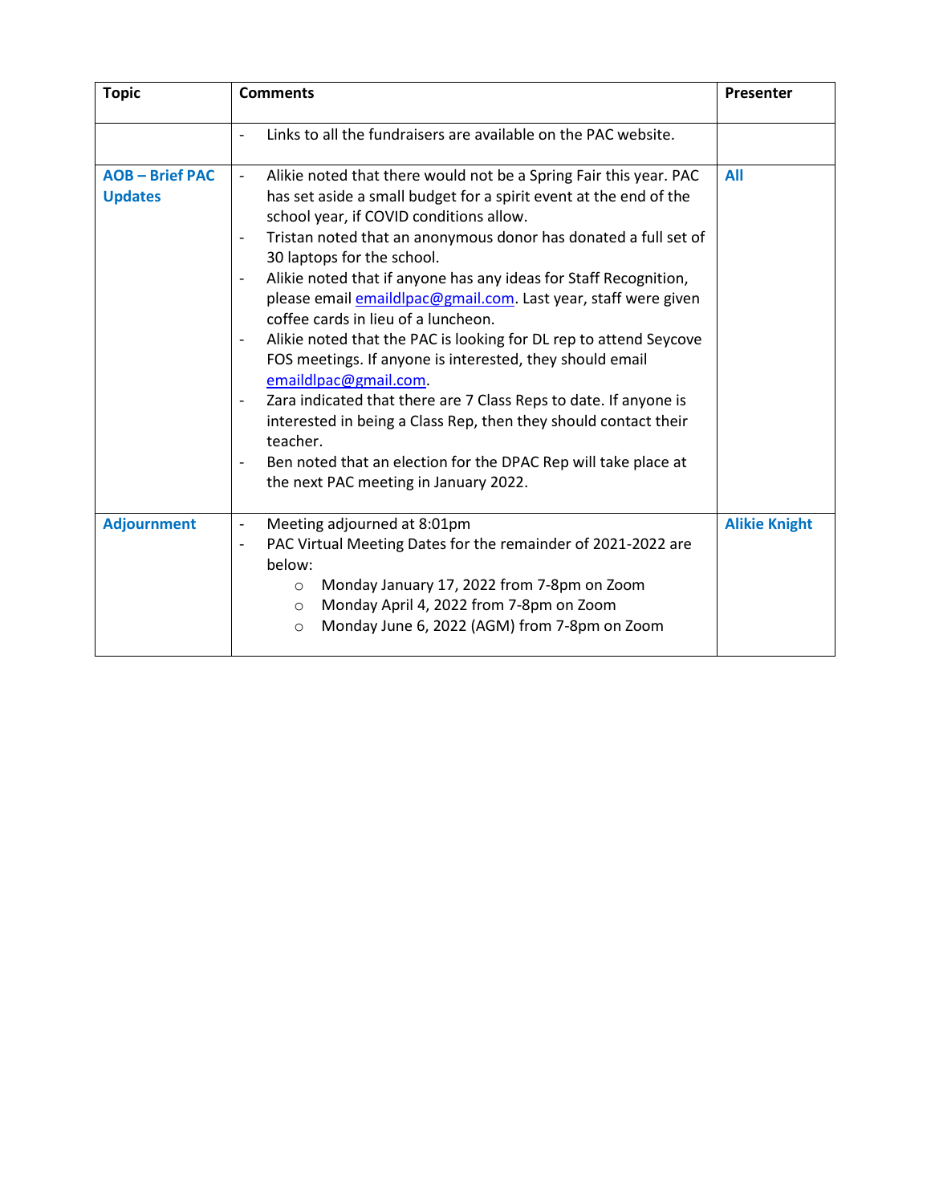| Topic | Comments | Presenter |
|---|---|---|
| | - Links to all the fundraisers are available on the PAC website. | |
| **AOB – Brief PAC Updates** | - Alikie noted that there would not be a Spring Fair this year. PAC has set aside a small budget for a spirit event at the end of the school year, if COVID conditions allow.<br>- Tristan noted that an anonymous donor has donated a full set of 30 laptops for the school.<br>- Alikie noted that if anyone has any ideas for Staff Recognition, please email emaildlpac@gmail.com. Last year, staff were given coffee cards in lieu of a luncheon.<br>- Alikie noted that the PAC is looking for DL rep to attend Seycove FOS meetings. If anyone is interested, they should email emaildlpac@gmail.com.<br>- Zara indicated that there are 7 Class Reps to date. If anyone is interested in being a Class Rep, then they should contact their teacher.<br>- Ben noted that an election for the DPAC Rep will take place at the next PAC meeting in January 2022. | **All** |
| **Adjournment** | - Meeting adjourned at 8:01pm<br>- PAC Virtual Meeting Dates for the remainder of 2021-2022 are below:<br>&nbsp;&nbsp;&nbsp;&nbsp;○ Monday January 17, 2022 from 7-8pm on Zoom<br>&nbsp;&nbsp;&nbsp;&nbsp;○ Monday April 4, 2022 from 7-8pm on Zoom<br>&nbsp;&nbsp;&nbsp;&nbsp;○ Monday June 6, 2022 (AGM) from 7-8pm on Zoom | **Alikie Knight** |